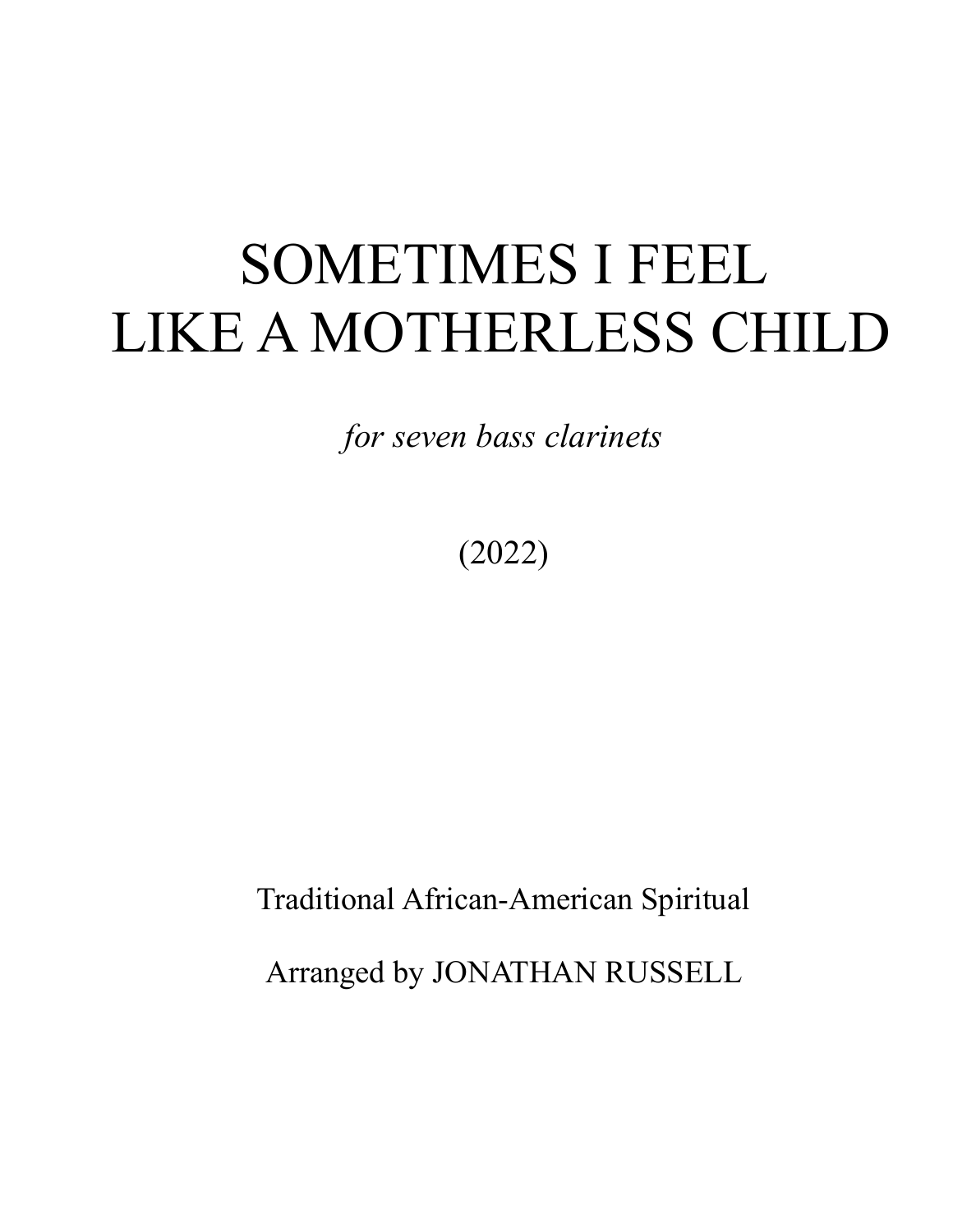# SOMETIMES I FEEL LIKE A MOTHERLESS CHILD

*for seven bass clarinets*

(2022)

Traditional African-American Spiritual

Arranged by JONATHAN RUSSELL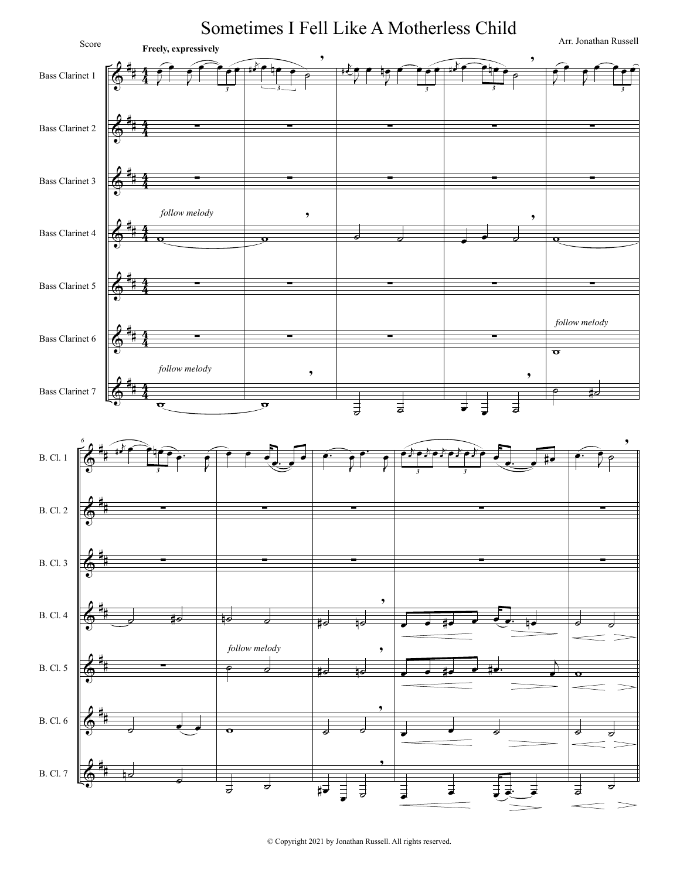# Sometimes I Fell Like A Motherless Child

Score

Arr. Jonathan Russell

**Freely, expressively**

Bass Clarinet 1

Bass Clarinet 2

Bass Clarinet 3

Bass Clarinet 4 — *follow melody*

Bass Clarinet 5 — *follow melody*

Bass Clarinet 6 — *follow melody*

Bass Clarinet 7 — *follow melody*

© Copyright 2021 by Jonathan Russell. All rights reserved.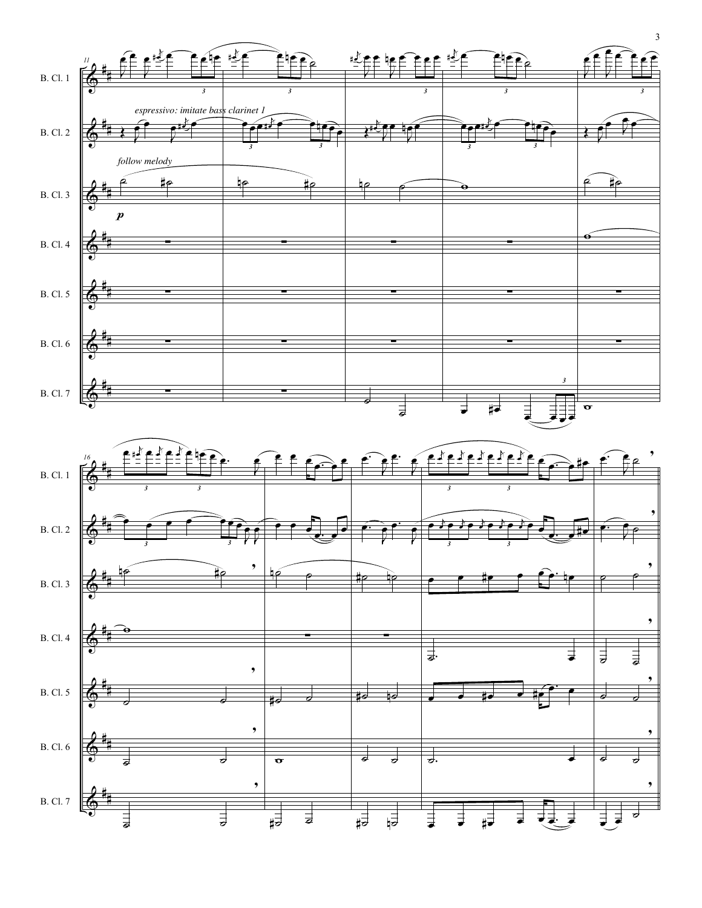11

B. Cl. 1

B. Cl. 2

*espressivo: imitate bass clarinet 1*

B. Cl. 3

*follow melody*

***p***

B. Cl. 4

B. Cl. 5

B. Cl. 6

B. Cl. 7

16

B. Cl. 1

B. Cl. 2

B. Cl. 3

B. Cl. 4

B. Cl. 5

B. Cl. 6

B. Cl. 7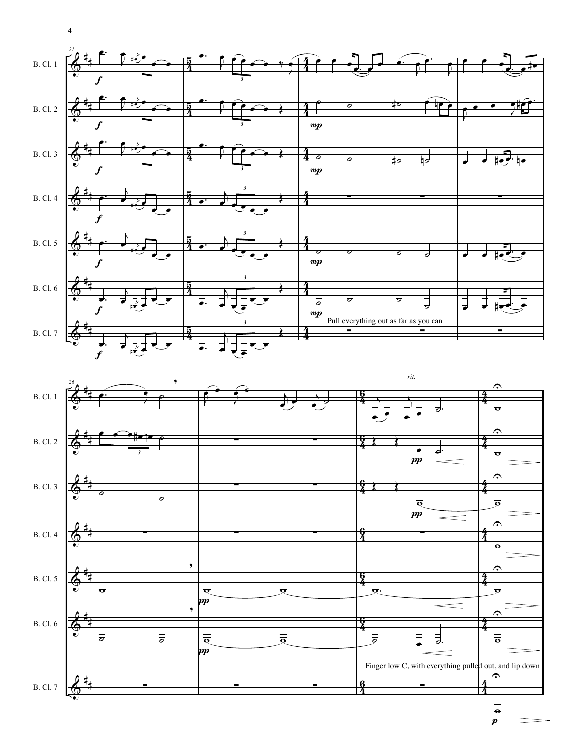Pull everything out as far as you can

*rit.*

Finger low C, with everything pulled out, and lip down